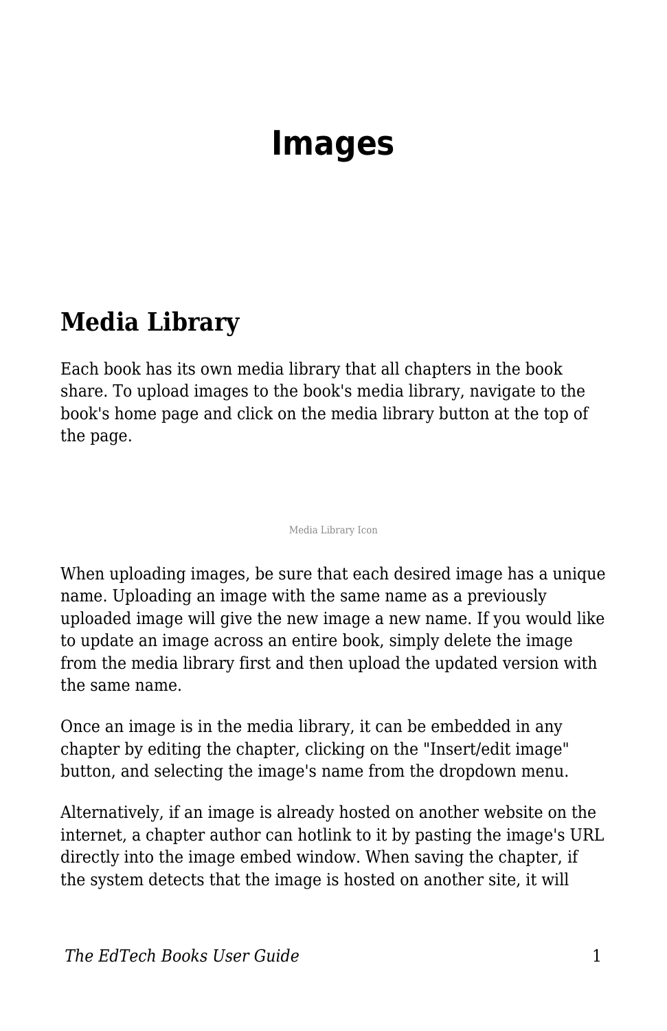# Images

## Media Library

Each book has its own media library that all chapters in the book share. To upload images to the book's media library, navigate to the book's home page and click on the media library button at the top of the page.

Media Library Icon

When uploading images, be sure that each desired image has a unique name. Uploading an image with the same name as a previously uploaded image will give the new image a new name. If you would like to update an image across an entire book, simply delete the image from the media library first and then upload the updated version with the same name.

Once an image is in the media library, it can be embedded in any chapter by editing the chapter, clicking on the "Insert/edit image" button, and selecting the image's name from the dropdown menu.

Alternatively, if an image is already hosted on another website on the internet, a chapter author can hotlink to it by pasting the image's URL directly into the image embed window. When saving the chapter, if the system detects that the image is hosted on another site, it will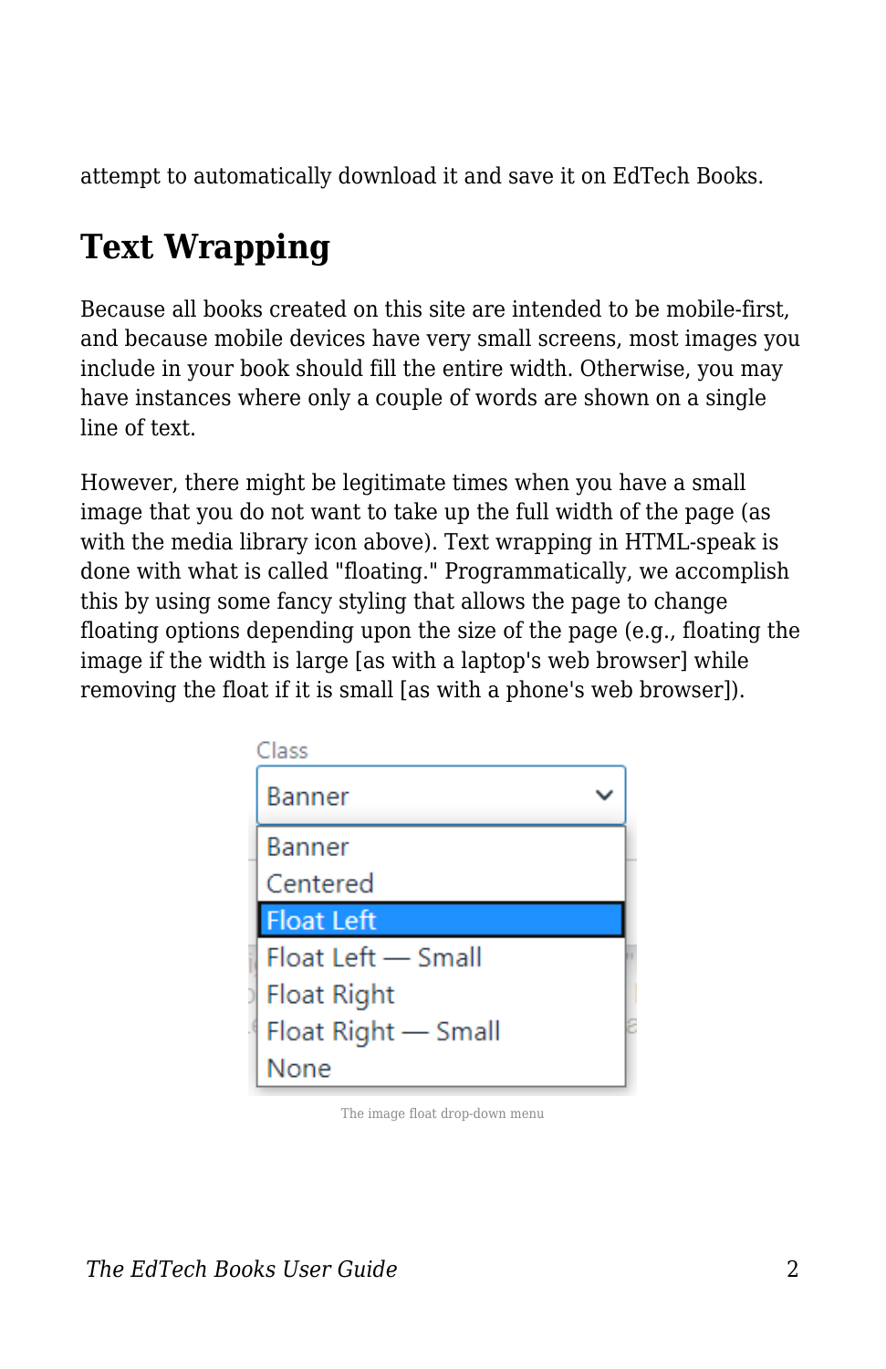attempt to automatically download it and save it on EdTech Books.

## Text Wrapping

Because all books created on this site are intended to be mobile-first, and because mobile devices have very small screens, most images you include in your book should fill the entire width. Otherwise, you may have instances where only a couple of words are shown on a single line of text.

However, there might be legitimate times when you have a small image that you do not want to take up the full width of the page (as with the media library icon above). Text wrapping in HTML-speak is done with what is called "floating." Programmatically, we accomplish this by using some fancy styling that allows the page to change floating options depending upon the size of the page (e.g., floating the image if the width is large [as with a laptop's web browser] while removing the float if it is small [as with a phone's web browser]).

The image float drop-down menu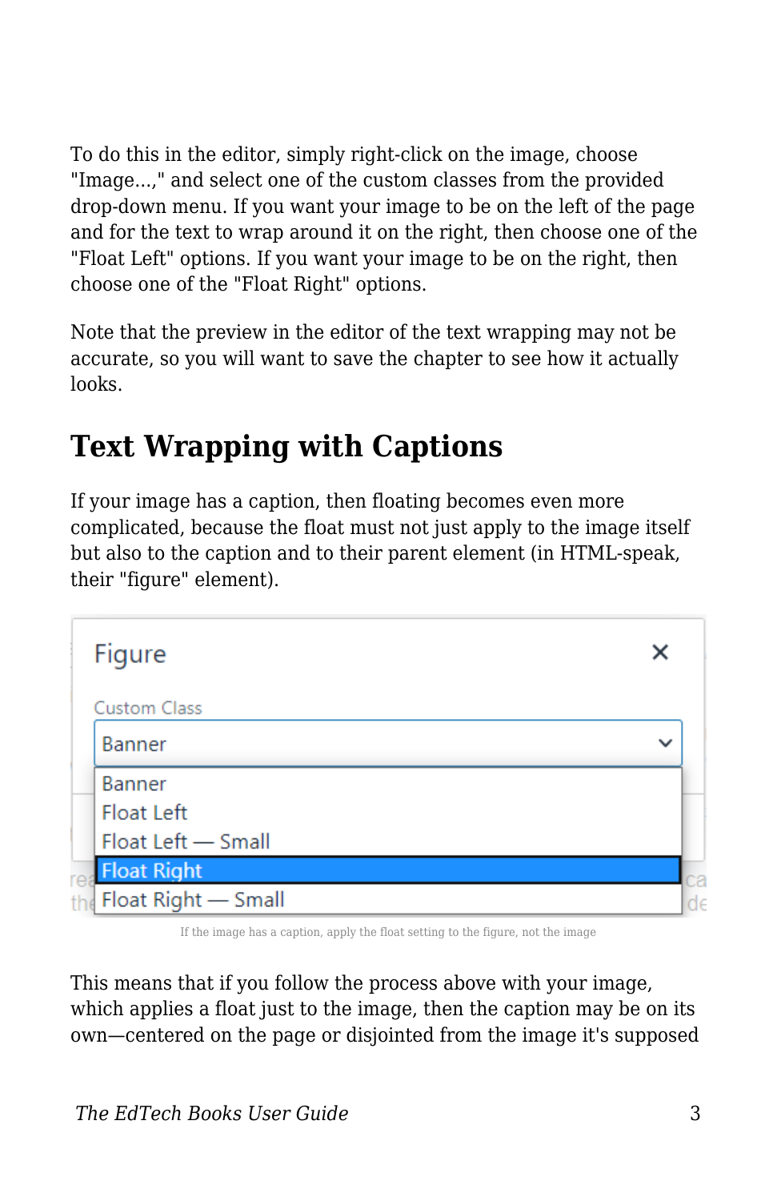To do this in the editor, simply right-click on the image, choose "Image...," and select one of the custom classes from the provided drop-down menu. If you want your image to be on the left of the page and for the text to wrap around it on the right, then choose one of the "Float Left" options. If you want your image to be on the right, then choose one of the "Float Right" options.

Note that the preview in the editor of the text wrapping may not be accurate, so you will want to save the chapter to see how it actually looks.

## Text Wrapping with Captions

If your image has a caption, then floating becomes even more complicated, because the float must not just apply to the image itself but also to the caption and to their parent element (in HTML-speak, their "figure" element).

If the image has a caption, apply the float setting to the figure, not the image

This means that if you follow the process above with your image, which applies a float just to the image, then the caption may be on its own—centered on the page or disjointed from the image it's supposed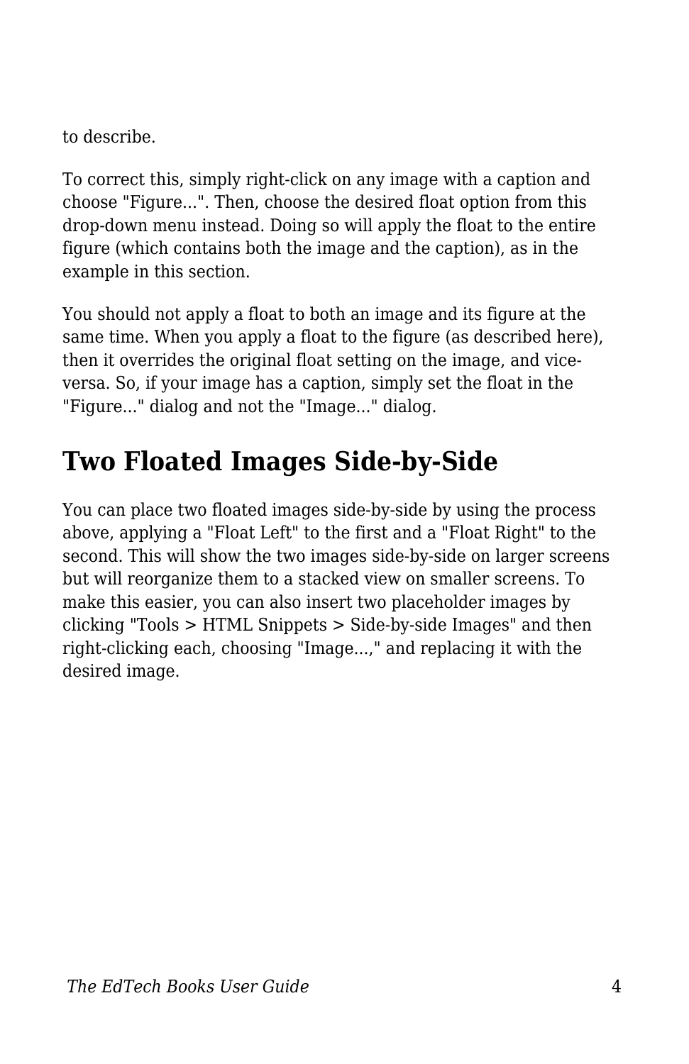to describe.

To correct this, simply right-click on any image with a caption and choose "Figure...". Then, choose the desired float option from this drop-down menu instead. Doing so will apply the float to the entire figure (which contains both the image and the caption), as in the example in this section.

You should not apply a float to both an image and its figure at the same time. When you apply a float to the figure (as described here), then it overrides the original float setting on the image, and vice-versa. So, if your image has a caption, simply set the float in the "Figure..." dialog and not the "Image..." dialog.

## Two Floated Images Side-by-Side

You can place two floated images side-by-side by using the process above, applying a "Float Left" to the first and a "Float Right" to the second. This will show the two images side-by-side on larger screens but will reorganize them to a stacked view on smaller screens. To make this easier, you can also insert two placeholder images by clicking "Tools > HTML Snippets > Side-by-side Images" and then right-clicking each, choosing "Image...," and replacing it with the desired image.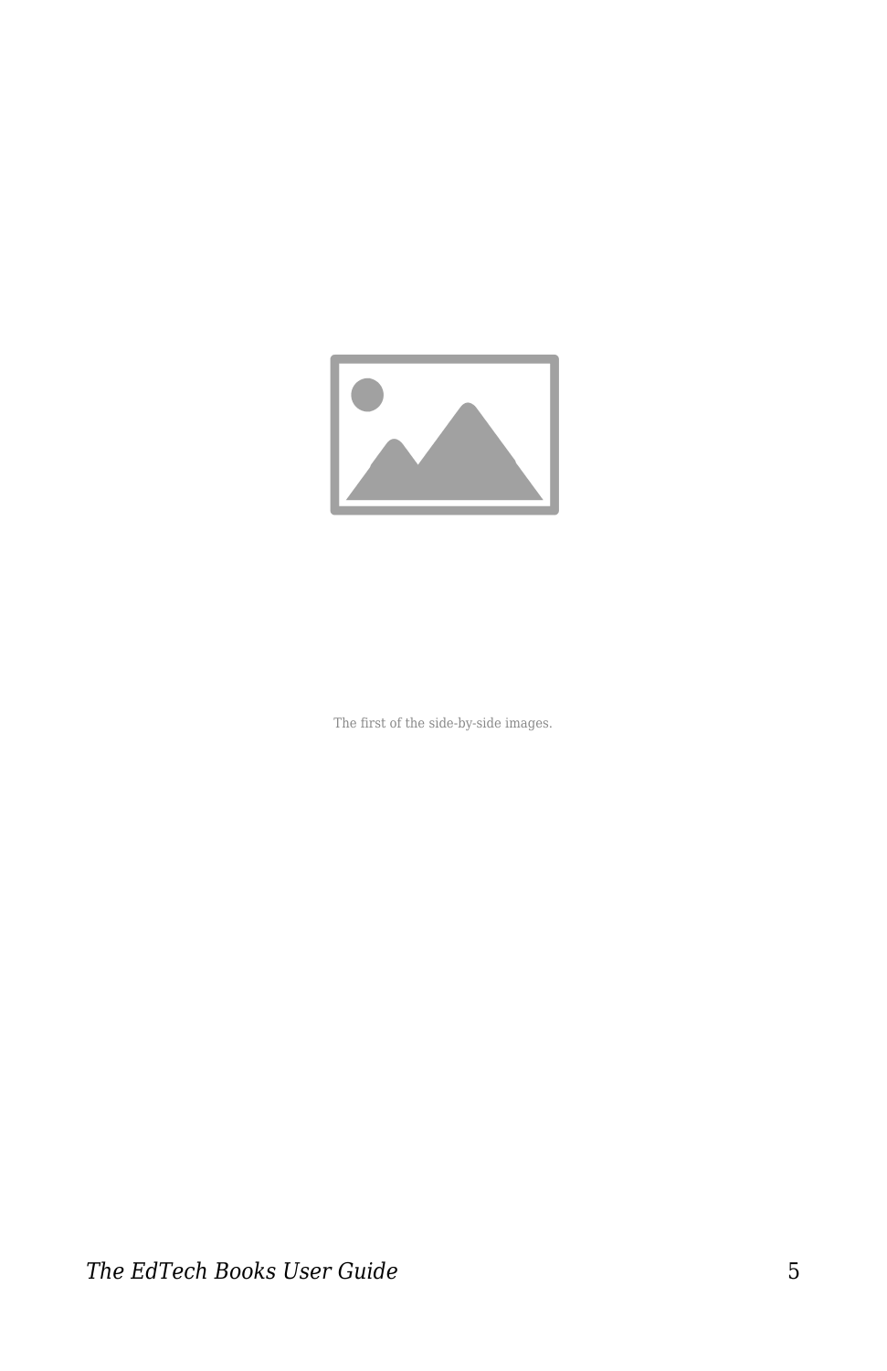The first of the side-by-side images.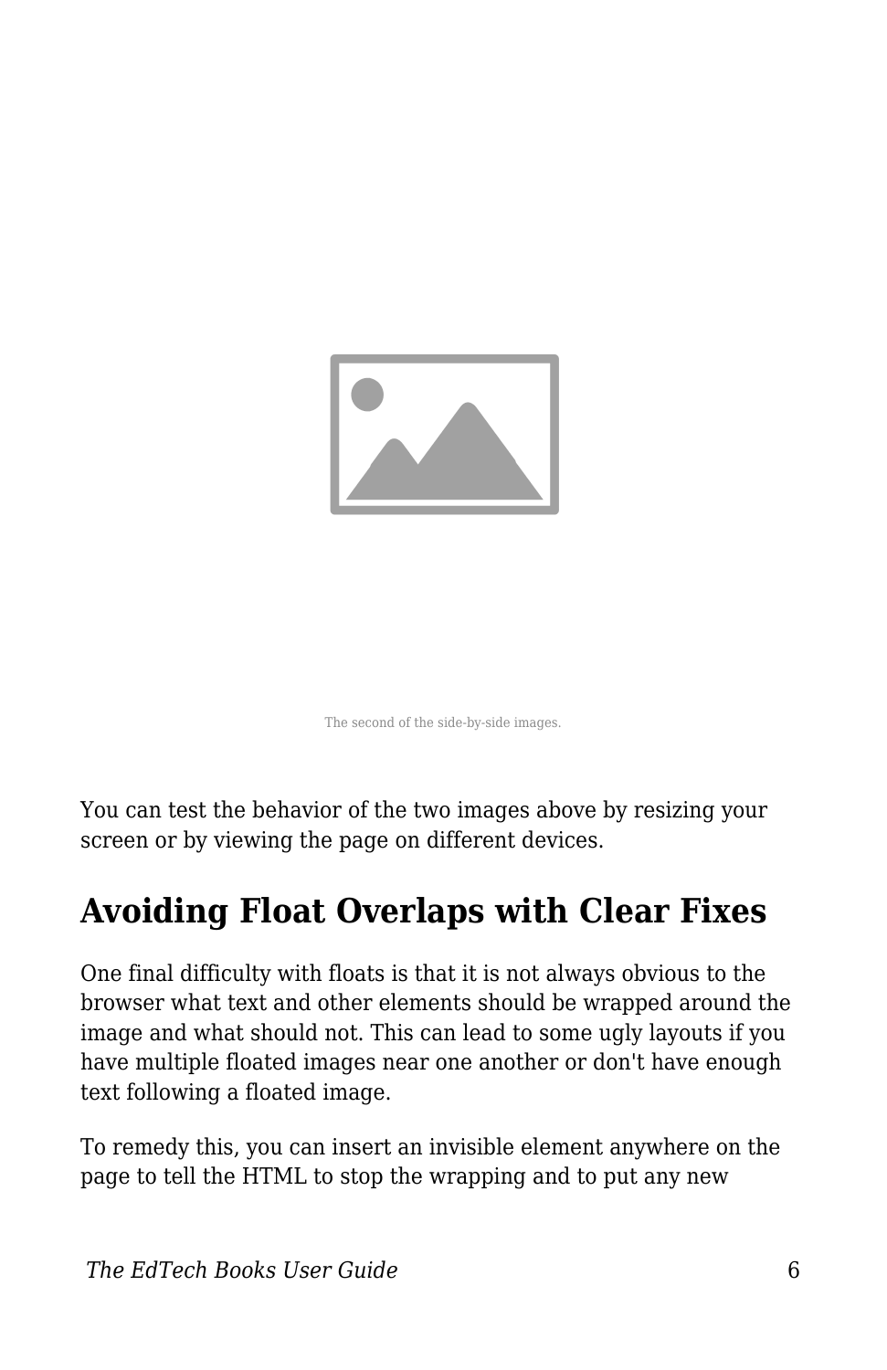The second of the side-by-side images.

You can test the behavior of the two images above by resizing your screen or by viewing the page on different devices.

## Avoiding Float Overlaps with Clear Fixes

One final difficulty with floats is that it is not always obvious to the browser what text and other elements should be wrapped around the image and what should not. This can lead to some ugly layouts if you have multiple floated images near one another or don't have enough text following a floated image.

To remedy this, you can insert an invisible element anywhere on the page to tell the HTML to stop the wrapping and to put any new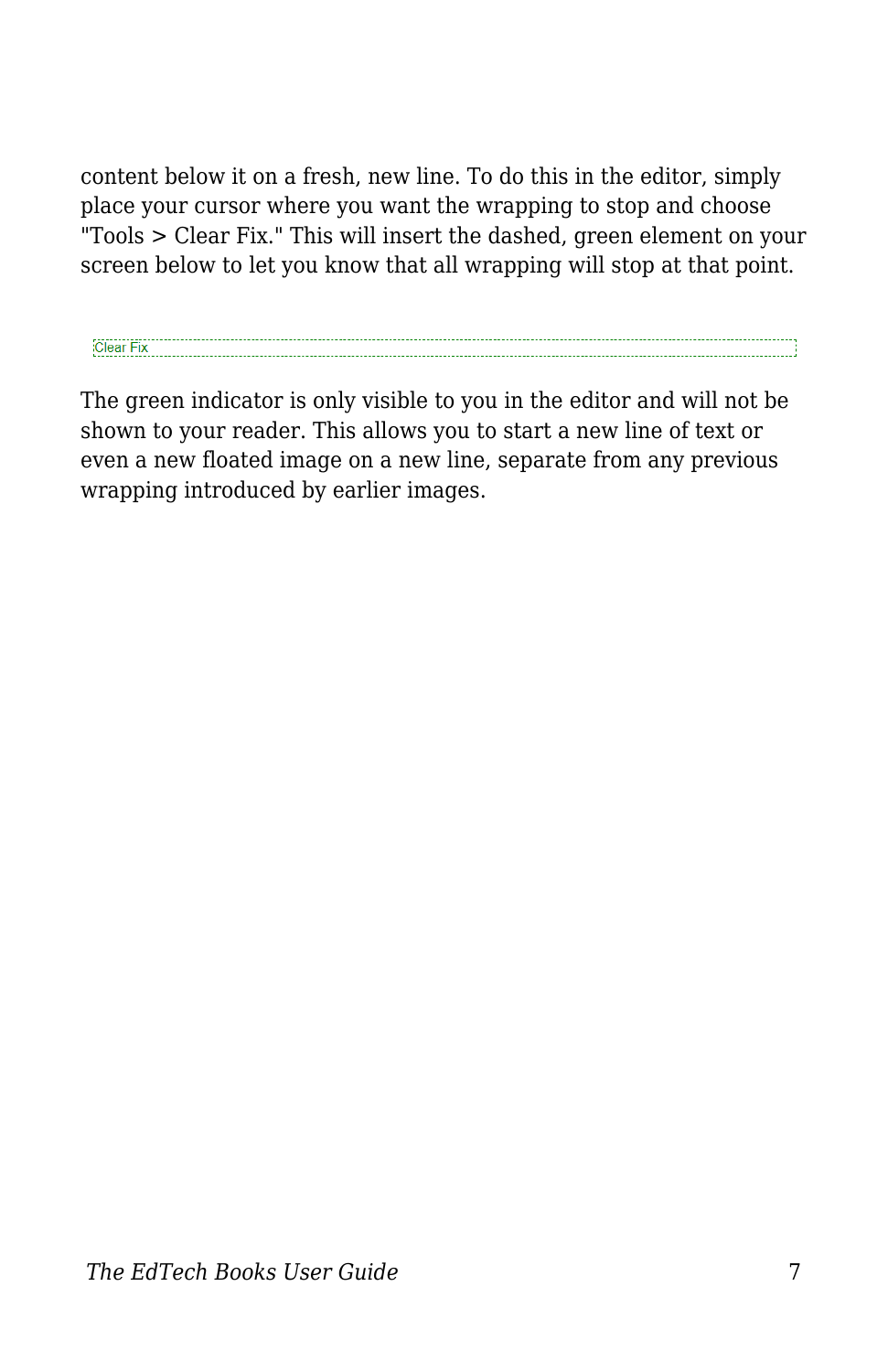content below it on a fresh, new line. To do this in the editor, simply place your cursor where you want the wrapping to stop and choose "Tools > Clear Fix." This will insert the dashed, green element on your screen below to let you know that all wrapping will stop at that point.

Clear Fix

The green indicator is only visible to you in the editor and will not be shown to your reader. This allows you to start a new line of text or even a new floated image on a new line, separate from any previous wrapping introduced by earlier images.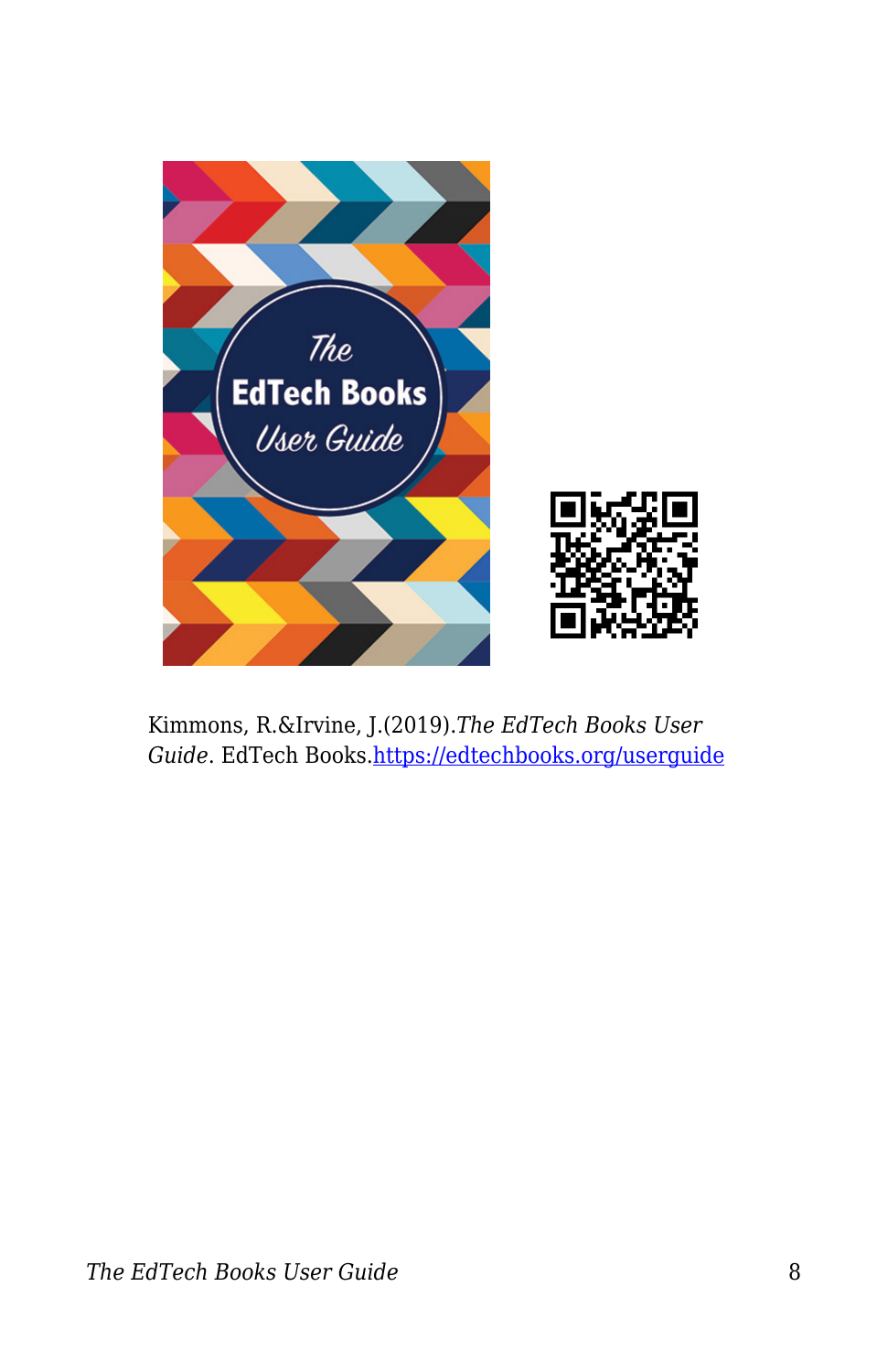Kimmons, R.&Irvine, J.(2019).*The EdTech Books User Guide*. EdTech Books.[https://edtechbooks.org/userguide](https://edtechbooks.org/userguide)